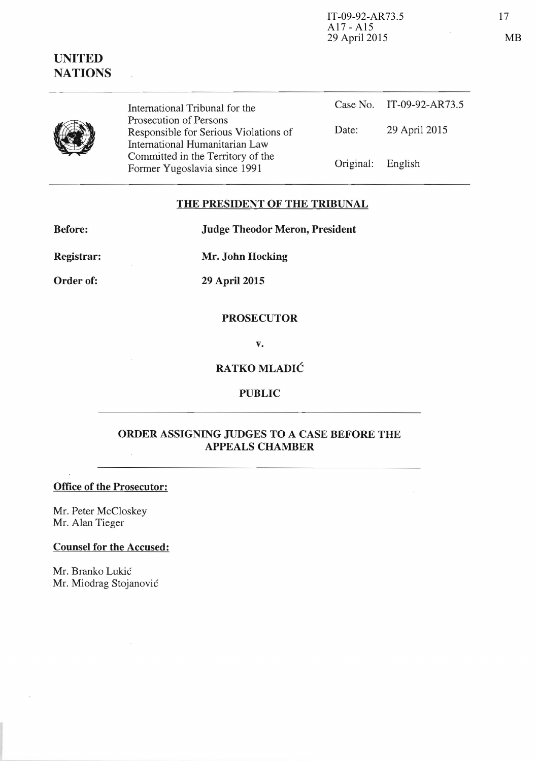IT-09-92-AR73.5
A17 - A15
29 April 2015

17

MB

**UNITED NATIONS**

| International Tribunal for the Prosecution of Persons Responsible for Serious Violations of International Humanitarian Law Committed in the Territory of the Former Yugoslavia since 1991 | Case No. | IT-09-92-AR73.5 |
|---|---|---|
| | Date: | 29 April 2015 |
| | Original: | English |

## THE PRESIDENT OF THE TRIBUNAL

**Before:** **Judge Theodor Meron, President**

**Registrar:** **Mr. John Hocking**

**Order of:** **29 April 2015**

**PROSECUTOR**

**v.**

**RATKO MLADIĆ**

**PUBLIC**

## ORDER ASSIGNING JUDGES TO A CASE BEFORE THE APPEALS CHAMBER

**Office of the Prosecutor:**

Mr. Peter McCloskey
Mr. Alan Tieger

**Counsel for the Accused:**

Mr. Branko Lukić
Mr. Miodrag Stojanović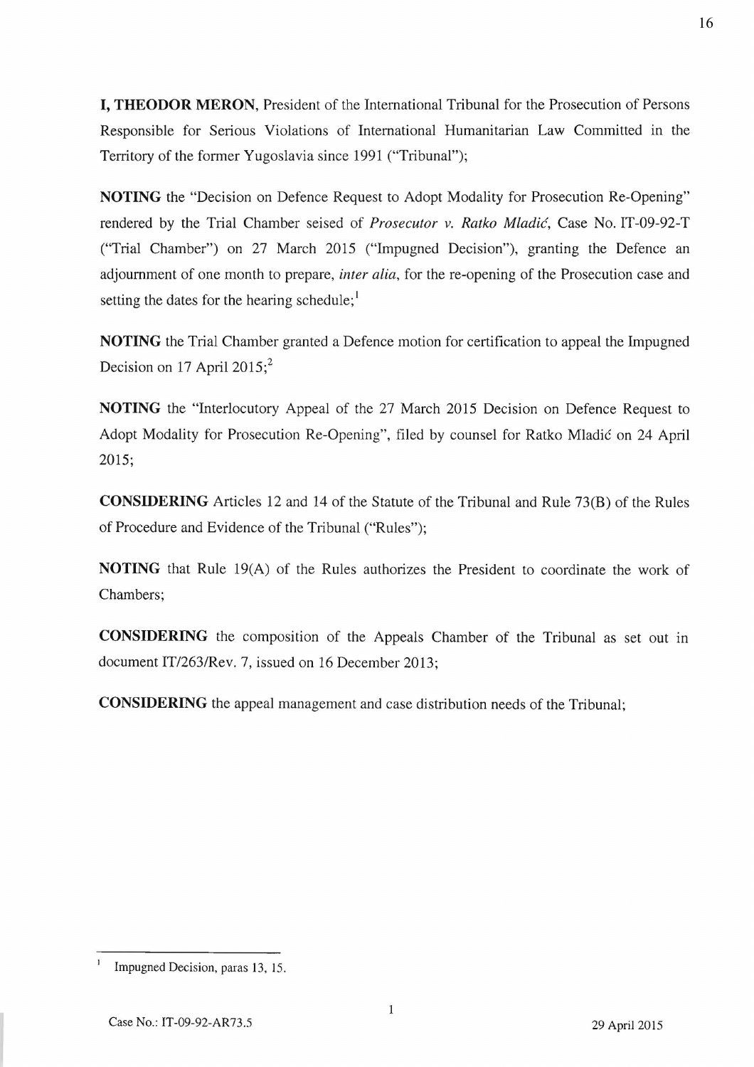**I, THEODOR MERON**, President of the International Tribunal for the Prosecution of Persons Responsible for Serious Violations of International Humanitarian Law Committed in the Territory of the former Yugoslavia since 1991 ("Tribunal");

**NOTING** the "Decision on Defence Request to Adopt Modality for Prosecution Re-Opening" rendered by the Trial Chamber seised of *Prosecutor v. Ratko Mladić*, Case No. IT-09-92-T ("Trial Chamber") on 27 March 2015 ("Impugned Decision"), granting the Defence an adjournment of one month to prepare, *inter alia*, for the re-opening of the Prosecution case and setting the dates for the hearing schedule;[1]

**NOTING** the Trial Chamber granted a Defence motion for certification to appeal the Impugned Decision on 17 April 2015;[2]

**NOTING** the "Interlocutory Appeal of the 27 March 2015 Decision on Defence Request to Adopt Modality for Prosecution Re-Opening", filed by counsel for Ratko Mladić on 24 April 2015;

**CONSIDERING** Articles 12 and 14 of the Statute of the Tribunal and Rule 73(B) of the Rules of Procedure and Evidence of the Tribunal ("Rules");

**NOTING** that Rule 19(A) of the Rules authorizes the President to coordinate the work of Chambers;

**CONSIDERING** the composition of the Appeals Chamber of the Tribunal as set out in document IT/263/Rev. 7, issued on 16 December 2013;

**CONSIDERING** the appeal management and case distribution needs of the Tribunal;

---

[1] Impugned Decision, paras 13, 15.

Case No.: IT-09-92-AR73.5 29 April 2015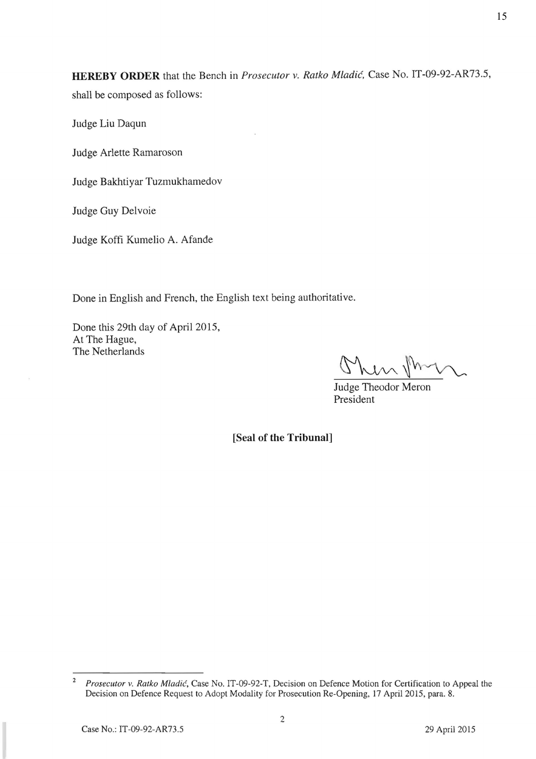**HEREBY ORDER** that the Bench in *Prosecutor v. Ratko Mladić*, Case No. IT-09-92-AR73.5, shall be composed as follows:

Judge Liu Daqun

Judge Arlette Ramaroson

Judge Bakhtiyar Tuzmukhamedov

Judge Guy Delvoie

Judge Koffi Kumelio A. Afanđe

Done in English and French, the English text being authoritative.

Done this 29th day of April 2015,
At The Hague,
The Netherlands

Judge Theodor Meron
President

**[Seal of the Tribunal]**

---

[2] *Prosecutor v. Ratko Mladić*, Case No. IT-09-92-T, Decision on Defence Motion for Certification to Appeal the Decision on Defence Request to Adopt Modality for Prosecution Re-Opening, 17 April 2015, para. 8.